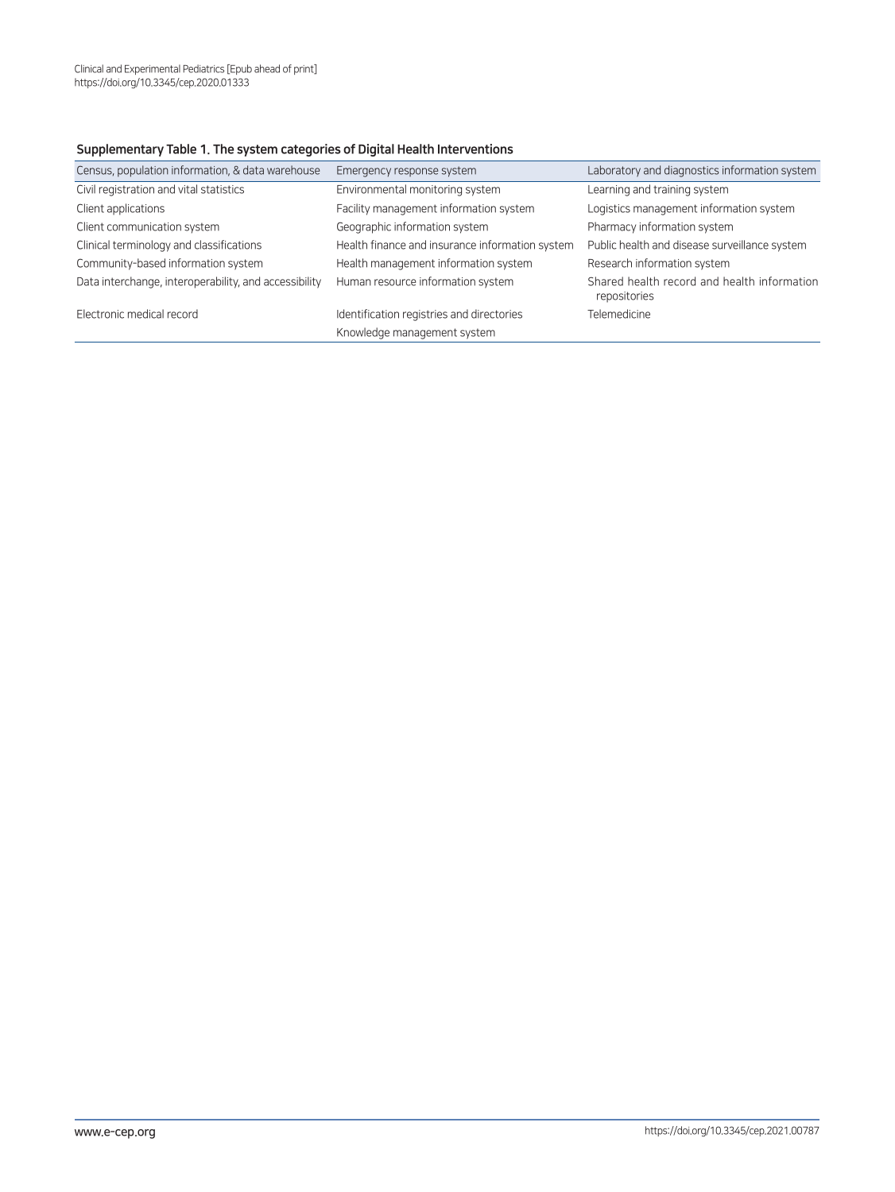**Supplementary Table 1. The system categories of Digital Health Interventions**

| Census, population information, & data warehouse | Emergency response system | Laboratory and diagnostics information system |
|---|---|---|
| Civil registration and vital statistics | Environmental monitoring system | Learning and training system |
| Client applications | Facility management information system | Logistics management information system |
| Client communication system | Geographic information system | Pharmacy information system |
| Clinical terminology and classifications | Health finance and insurance information system | Public health and disease surveillance system |
| Community-based information system | Health management information system | Research information system |
| Data interchange, interoperability, and accessibility | Human resource information system | Shared health record and health information repositories |
| Electronic medical record | Identification registries and directories | Telemedicine |
| | Knowledge management system | |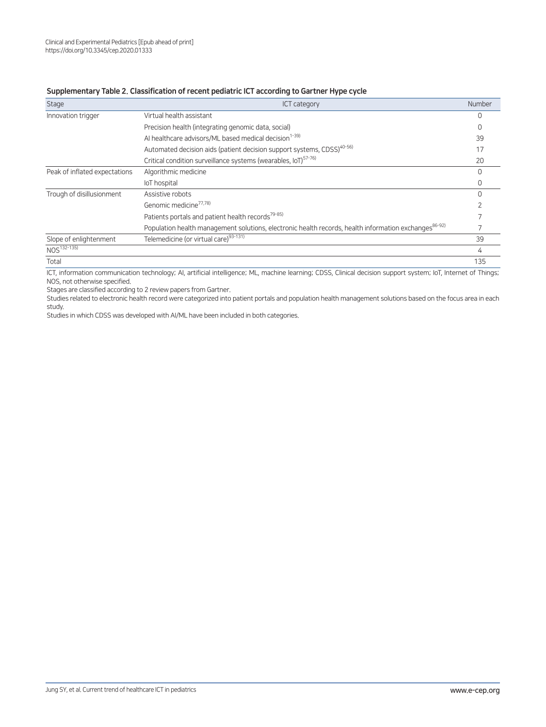**Supplementary Table 2. Classification of recent pediatric ICT according to Gartner Hype cycle**

| Stage | ICT category | Number |
|---|---|---|
| Innovation trigger | Virtual health assistant | 0 |
| | Precision health (integrating genomic data, social) | 0 |
| | AI healthcare advisors/ML based medical decision[1-39] | 39 |
| | Automated decision aids (patient decision support systems, CDSS)[40-56] | 17 |
| | Critical condition surveillance systems (wearables, IoT)[57-76] | 20 |
| Peak of inflated expectations | Algorithmic medicine | 0 |
| | IoT hospital | 0 |
| Trough of disillusionment | Assistive robots | 0 |
| | Genomic medicine[77,78] | 2 |
| | Patients portals and patient health records[79-85] | 7 |
| | Population health management solutions, electronic health records, health information exchanges[86-92] | 7 |
| Slope of enlightenment | Telemedicine (or virtual care)[93-131] | 39 |
| NOS[132-135] | | 4 |
| Total | | 135 |

ICT, information communication technology; AI, artificial intelligence; ML, machine learning; CDSS, Clinical decision support system; IoT, Internet of Things; NOS, not otherwise specified.

Stages are classified according to 2 review papers from Gartner.

Studies related to electronic health record were categorized into patient portals and population health management solutions based on the focus area in each study.

Studies in which CDSS was developed with AI/ML have been included in both categories.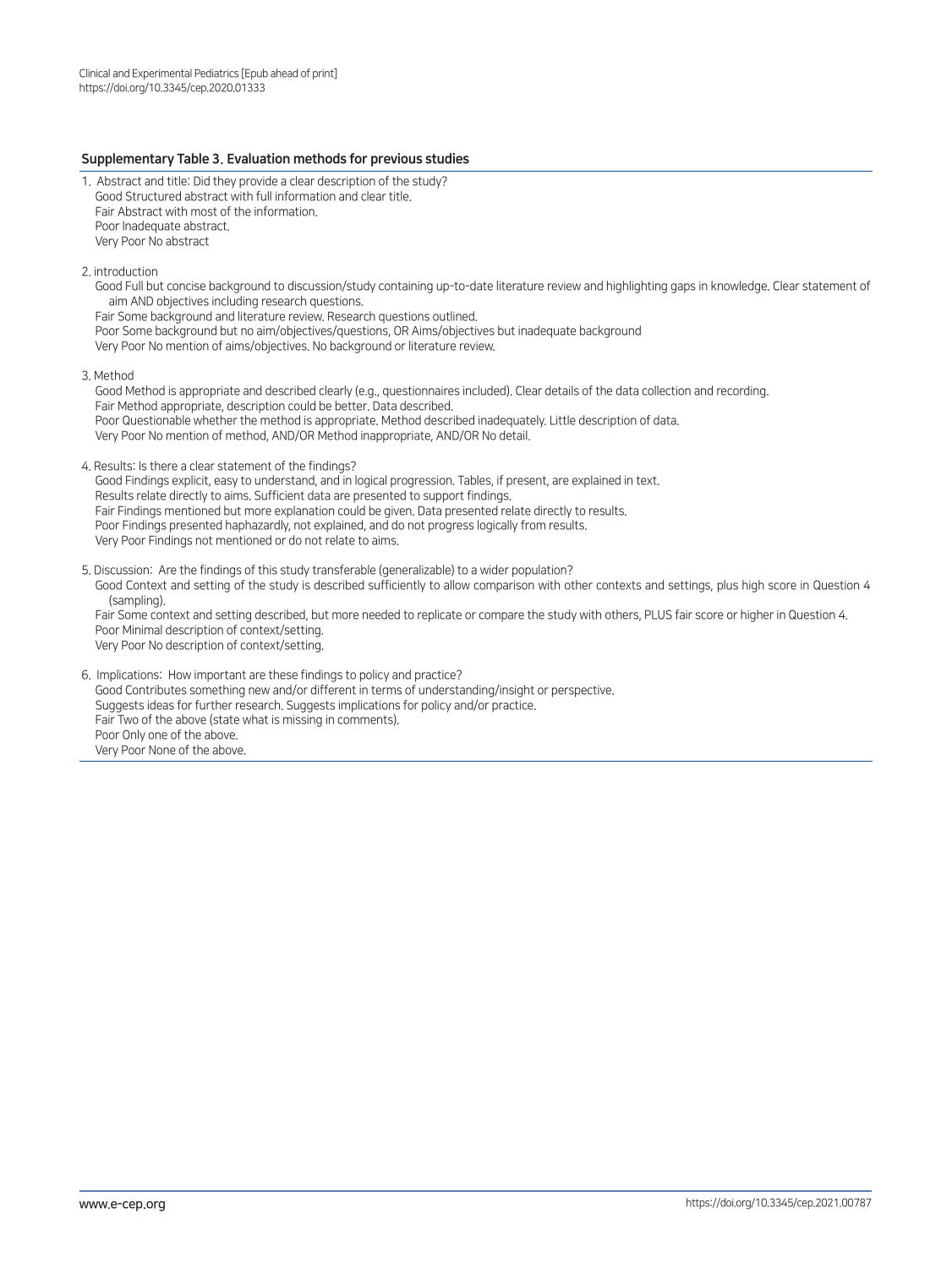**Supplementary Table 3. Evaluation methods for previous studies**

1. Abstract and title: Did they provide a clear description of the study?
   Good Structured abstract with full information and clear title.
   Fair Abstract with most of the information.
   Poor Inadequate abstract.
   Very Poor No abstract

2. introduction
   Good Full but concise background to discussion/study containing up-to-date literature review and highlighting gaps in knowledge. Clear statement of aim AND objectives including research questions.
   Fair Some background and literature review. Research questions outlined.
   Poor Some background but no aim/objectives/questions, OR Aims/objectives but inadequate background
   Very Poor No mention of aims/objectives. No background or literature review.

3. Method
   Good Method is appropriate and described clearly (e.g., questionnaires included). Clear details of the data collection and recording.
   Fair Method appropriate, description could be better. Data described.
   Poor Questionable whether the method is appropriate. Method described inadequately. Little description of data.
   Very Poor No mention of method, AND/OR Method inappropriate, AND/OR No detail.

4. Results: Is there a clear statement of the findings?
   Good Findings explicit, easy to understand, and in logical progression. Tables, if present, are explained in text.
   Results relate directly to aims. Sufficient data are presented to support findings.
   Fair Findings mentioned but more explanation could be given. Data presented relate directly to results.
   Poor Findings presented haphazardly, not explained, and do not progress logically from results.
   Very Poor Findings not mentioned or do not relate to aims.

5. Discussion: Are the findings of this study transferable (generalizable) to a wider population?
   Good Context and setting of the study is described sufficiently to allow comparison with other contexts and settings, plus high score in Question 4 (sampling).
   Fair Some context and setting described, but more needed to replicate or compare the study with others, PLUS fair score or higher in Question 4.
   Poor Minimal description of context/setting.
   Very Poor No description of context/setting.

6. Implications: How important are these findings to policy and practice?
   Good Contributes something new and/or different in terms of understanding/insight or perspective.
   Suggests ideas for further research. Suggests implications for policy and/or practice.
   Fair Two of the above (state what is missing in comments).
   Poor Only one of the above.
   Very Poor None of the above.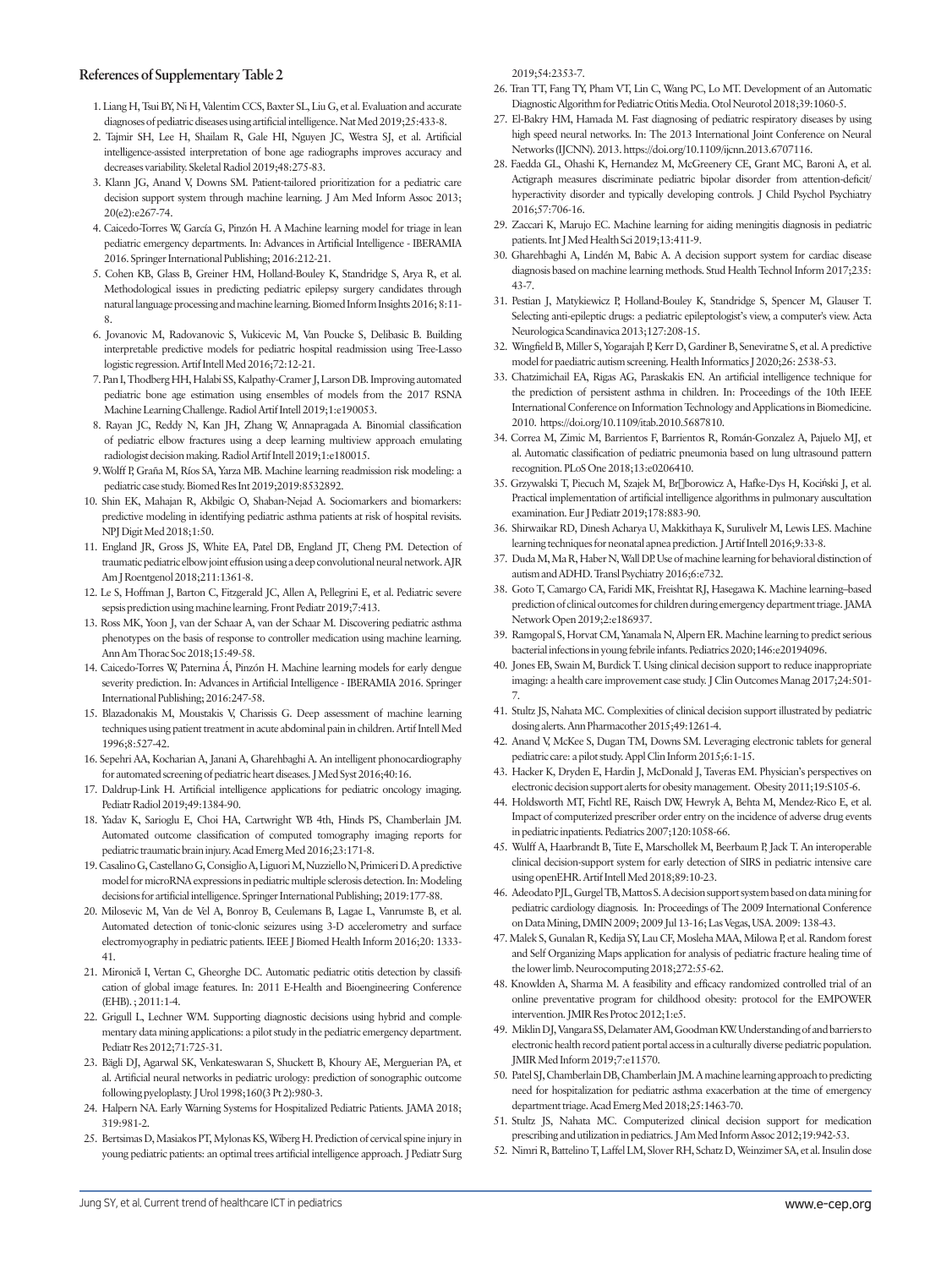## References of Supplementary Table 2

1. Liang H, Tsui BY, Ni H, Valentim CCS, Baxter SL, Liu G, et al. Evaluation and accurate diagnoses of pediatric diseases using artificial intelligence. Nat Med 2019;25:433-8.
2. Tajmir SH, Lee H, Shailam R, Gale HI, Nguyen JC, Westra SJ, et al. Artificial intelligence-assisted interpretation of bone age radiographs improves accuracy and decreases variability. Skeletal Radiol 2019;48:275-83.
3. Klann JG, Anand V, Downs SM. Patient-tailored prioritization for a pediatric care decision support system through machine learning. J Am Med Inform Assoc 2013; 20(e2):e267-74.
4. Caicedo-Torres W, García G, Pinzón H. A Machine learning model for triage in lean pediatric emergency departments. In: Advances in Artificial Intelligence - IBERAMIA 2016. Springer International Publishing; 2016:212-21.
5. Cohen KB, Glass B, Greiner HM, Holland-Bouley K, Standridge S, Arya R, et al. Methodological issues in predicting pediatric epilepsy surgery candidates through natural language processing and machine learning. Biomed Inform Insights 2016; 8:11-8.
6. Jovanovic M, Radovanovic S, Vukicevic M, Van Poucke S, Delibasic B. Building interpretable predictive models for pediatric hospital readmission using Tree-Lasso logistic regression. Artif Intell Med 2016;72:12-21.
7. Pan I, Thodberg HH, Halabi SS, Kalpathy-Cramer J, Larson DB. Improving automated pediatric bone age estimation using ensembles of models from the 2017 RSNA Machine Learning Challenge. Radiol Artif Intell 2019;1:e190053.
8. Rayan JC, Reddy N, Kan JH, Zhang W, Annapragada A. Binomial classification of pediatric elbow fractures using a deep learning multiview approach emulating radiologist decision making. Radiol Artif Intell 2019;1:e180015.
9. Wolff P, Graña M, Ríos SA, Yarza MB. Machine learning readmission risk modeling: a pediatric case study. Biomed Res Int 2019;2019:8532892.
10. Shin EK, Mahajan R, Akbilgic O, Shaban-Nejad A. Sociomarkers and biomarkers: predictive modeling in identifying pediatric asthma patients at risk of hospital revisits. NPJ Digit Med 2018;1:50.
11. England JR, Gross JS, White EA, Patel DB, England JT, Cheng PM. Detection of traumatic pediatric elbow joint effusion using a deep convolutional neural network. AJR Am J Roentgenol 2018;211:1361-8.
12. Le S, Hoffman J, Barton C, Fitzgerald JC, Allen A, Pellegrini E, et al. Pediatric severe sepsis prediction using machine learning. Front Pediatr 2019;7:413.
13. Ross MK, Yoon J, van der Schaar A, van der Schaar M. Discovering pediatric asthma phenotypes on the basis of response to controller medication using machine learning. Ann Am Thorac Soc 2018;15:49-58.
14. Caicedo-Torres W, Paternina Á, Pinzón H. Machine learning models for early dengue severity prediction. In: Advances in Artificial Intelligence - IBERAMIA 2016. Springer International Publishing; 2016:247-58.
15. Blazadonakis M, Moustakis V, Charissis G. Deep assessment of machine learning techniques using patient treatment in acute abdominal pain in children. Artif Intell Med 1996;8:527-42.
16. Sepehri AA, Kocharian A, Janani A, Gharehbaghi A. An intelligent phonocardiography for automated screening of pediatric heart diseases. J Med Syst 2016;40:16.
17. Daldrup-Link H. Artificial intelligence applications for pediatric oncology imaging. Pediatr Radiol 2019;49:1384-90.
18. Yadav K, Sarioglu E, Choi HA, Cartwright WB 4th, Hinds PS, Chamberlain JM. Automated outcome classification of computed tomography imaging reports for pediatric traumatic brain injury. Acad Emerg Med 2016;23:171-8.
19. Casalino G, Castellano G, Consiglio A, Liguori M, Nuzziello N, Primiceri D. A predictive model for microRNA expressions in pediatric multiple sclerosis detection. In: Modeling decisions for artificial intelligence. Springer International Publishing; 2019:177-88.
20. Milosevic M, Van de Vel A, Bonroy B, Ceulemans B, Lagae L, Vanrumste B, et al. Automated detection of tonic-clonic seizures using 3-D accelerometry and surface electromyography in pediatric patients. IEEE J Biomed Health Inform 2016;20: 1333-41.
21. Mironică I, Vertan C, Gheorghe DC. Automatic pediatric otitis detection by classification of global image features. In: 2011 E-Health and Bioengineering Conference (EHB). ; 2011:1-4.
22. Grigull L, Lechner WM. Supporting diagnostic decisions using hybrid and complementary data mining applications: a pilot study in the pediatric emergency department. Pediatr Res 2012;71:725-31.
23. Bägli DJ, Agarwal SK, Venkateswaran S, Shuckett B, Khoury AE, Merguerian PA, et al. Artificial neural networks in pediatric urology: prediction of sonographic outcome following pyeloplasty. J Urol 1998;160(3 Pt 2):980-3.
24. Halpern NA. Early Warning Systems for Hospitalized Pediatric Patients. JAMA 2018; 319:981-2.
25. Bertsimas D, Masiakos PT, Mylonas KS, Wiberg H. Prediction of cervical spine injury in young pediatric patients: an optimal trees artificial intelligence approach. J Pediatr Surg 2019;54:2353-7.
26. Tran TT, Fang TY, Pham VT, Lin C, Wang PC, Lo MT. Development of an Automatic Diagnostic Algorithm for Pediatric Otitis Media. Otol Neurotol 2018;39:1060-5.
27. El-Bakry HM, Hamada M. Fast diagnosing of pediatric respiratory diseases by using high speed neural networks. In: The 2013 International Joint Conference on Neural Networks (IJCNN). 2013. https://doi.org/10.1109/ijcnn.2013.6707116.
28. Faedda GL, Ohashi K, Hernandez M, McGreenery CE, Grant MC, Baroni A, et al. Actigraph measures discriminate pediatric bipolar disorder from attention-deficit/hyperactivity disorder and typically developing controls. J Child Psychol Psychiatry 2016;57:706-16.
29. Zaccari K, Marujo EC. Machine learning for aiding meningitis diagnosis in pediatric patients. Int J Med Health Sci 2019;13:411-9.
30. Gharehbaghi A, Lindén M, Babic A. A decision support system for cardiac disease diagnosis based on machine learning methods. Stud Health Technol Inform 2017;235: 43-7.
31. Pestian J, Matykiewicz P, Holland-Bouley K, Standridge S, Spencer M, Glauser T. Selecting anti-epileptic drugs: a pediatric epileptologist's view, a computer's view. Acta Neurologica Scandinavica 2013;127:208-15.
32. Wingfield B, Miller S, Yogarajah P, Kerr D, Gardiner B, Seneviratne S, et al. A predictive model for paediatric autism screening. Health Informatics J 2020;26: 2538-53.
33. Chatzimichail EA, Rigas AG, Paraskakis EN. An artificial intelligence technique for the prediction of persistent asthma in children. In: Proceedings of the 10th IEEE International Conference on Information Technology and Applications in Biomedicine. 2010. https://doi.org/10.1109/itab.2010.5687810.
34. Correa M, Zimic M, Barrientos F, Barrientos R, Román-Gonzalez A, Pajuelo MJ, et al. Automatic classification of pediatric pneumonia based on lung ultrasound pattern recognition. PLoS One 2018;13:e0206410.
35. Grzywalski T, Piecuch M, Szajek M, Br□borowicz A, Hafke-Dys H, Kociński J, et al. Practical implementation of artificial intelligence algorithms in pulmonary auscultation examination. Eur J Pediatr 2019;178:883-90.
36. Shirwaikar RD, Dinesh Acharya U, Makkithaya K, Surulivelr M, Lewis LES. Machine learning techniques for neonatal apnea prediction. J Artif Intell 2016;9:33-8.
37. Duda M, Ma R, Haber N, Wall DP. Use of machine learning for behavioral distinction of autism and ADHD. Transl Psychiatry 2016;6:e732.
38. Goto T, Camargo CA, Faridi MK, Freishtat RJ, Hasegawa K. Machine learning–based prediction of clinical outcomes for children during emergency department triage. JAMA Network Open 2019;2:e186937.
39. Ramgopal S, Horvat CM, Yanamala N, Alpern ER. Machine learning to predict serious bacterial infections in young febrile infants. Pediatrics 2020;146:e20194096.
40. Jones EB, Swain M, Burdick T. Using clinical decision support to reduce inappropriate imaging: a health care improvement case study. J Clin Outcomes Manag 2017;24:501-7.
41. Stultz JS, Nahata MC. Complexities of clinical decision support illustrated by pediatric dosing alerts. Ann Pharmacother 2015;49:1261-4.
42. Anand V, McKee S, Dugan TM, Downs SM. Leveraging electronic tablets for general pediatric care: a pilot study. Appl Clin Inform 2015;6:1-15.
43. Hacker K, Dryden E, Hardin J, McDonald J, Taveras EM. Physician's perspectives on electronic decision support alerts for obesity management. Obesity 2011;19:S105-6.
44. Holdsworth MT, Fichtl RE, Raisch DW, Hewryk A, Behta M, Mendez-Rico E, et al. Impact of computerized prescriber order entry on the incidence of adverse drug events in pediatric inpatients. Pediatrics 2007;120:1058-66.
45. Wulff A, Haarbrandt B, Tute E, Marschollek M, Beerbaum P, Jack T. An interoperable clinical decision-support system for early detection of SIRS in pediatric intensive care using openEHR. Artif Intell Med 2018;89:10-23.
46. Adeodato PJL, Gurgel TB, Mattos S. A decision support system based on data mining for pediatric cardiology diagnosis. In: Proceedings of The 2009 International Conference on Data Mining, DMIN 2009; 2009 Jul 13-16; Las Vegas, USA. 2009: 138-43.
47. Malek S, Gunalan R, Kedija SY, Lau CF, Mosleha MAA, Milowa P, et al. Random forest and Self Organizing Maps application for analysis of pediatric fracture healing time of the lower limb. Neurocomputing 2018;272:55-62.
48. Knowlden A, Sharma M. A feasibility and efficacy randomized controlled trial of an online preventative program for childhood obesity: protocol for the EMPOWER intervention. JMIR Res Protoc 2012;1:e5.
49. Miklin DJ, Vangara SS, Delamater AM, Goodman KW. Understanding of and barriers to electronic health record patient portal access in a culturally diverse pediatric population. JMIR Med Inform 2019;7:e11570.
50. Patel SJ, Chamberlain DB, Chamberlain JM. A machine learning approach to predicting need for hospitalization for pediatric asthma exacerbation at the time of emergency department triage. Acad Emerg Med 2018;25:1463-70.
51. Stultz JS, Nahata MC. Computerized clinical decision support for medication prescribing and utilization in pediatrics. J Am Med Inform Assoc 2012;19:942-53.
52. Nimri R, Battelino T, Laffel LM, Slover RH, Schatz D, Weinzimer SA, et al. Insulin dose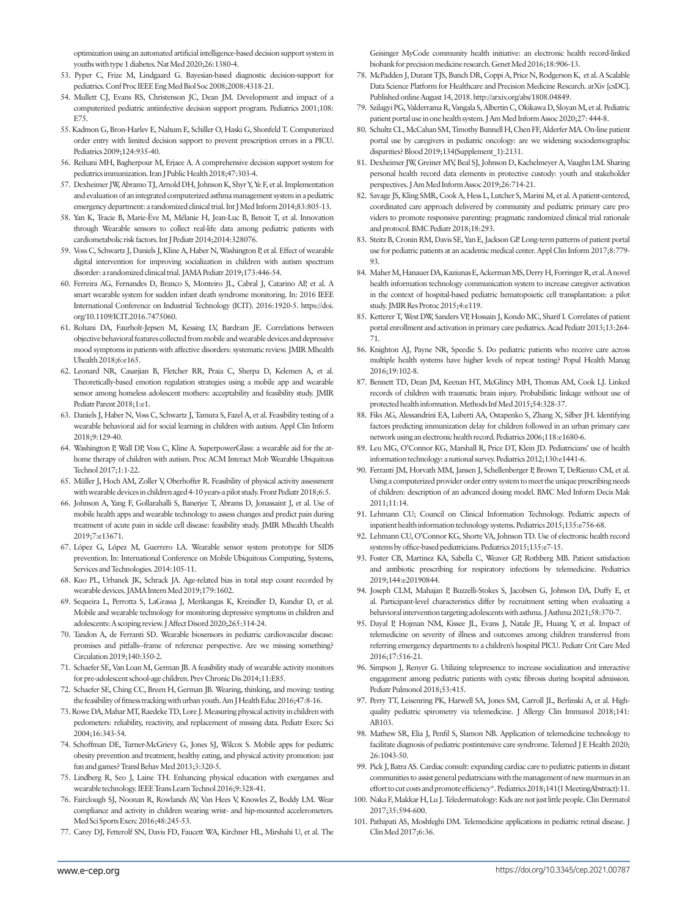optimization using an automated artificial intelligence-based decision support system in youths with type 1 diabetes. Nat Med 2020;26:1380-4.

53. Pyper C, Frize M, Lindgaard G. Bayesian-based diagnostic decision-support for pediatrics. Conf Proc IEEE Eng Med Biol Soc 2008;2008:4318-21.
54. Mullett CJ, Evans RS, Christenson JC, Dean JM. Development and impact of a computerized pediatric antiinfective decision support program. Pediatrics 2001;108: E75.
55. Kadmon G, Bron-Harlev E, Nahum E, Schiller O, Haski G, Shonfeld T. Computerized order entry with limited decision support to prevent prescription errors in a PICU. Pediatrics 2009;124:935-40.
56. Reihani MH, Bagherpour M, Erjaee A. A comprehensive decision support system for pediatrics immunization. Iran J Public Health 2018;47:303-4.
57. Dexheimer JW, Abramo TJ, Arnold DH, Johnson K, Shyr Y, Ye F, et al. Implementation and evaluation of an integrated computerized asthma management system in a pediatric emergency department: a randomized clinical trial. Int J Med Inform 2014;83:805-13.
58. Yan K, Tracie B, Marie-Ève M, Mélanie H, Jean-Luc B, Benoit T, et al. Innovation through Wearable sensors to collect real-life data among pediatric patients with cardiometabolic risk factors. Int J Pediatr 2014;2014:328076.
59. Voss C, Schwartz J, Daniels J, Kline A, Haber N, Washington P, et al. Effect of wearable digital intervention for improving socialization in children with autism spectrum disorder: a randomized clinical trial. JAMA Pediatr 2019;173:446-54.
60. Ferreira AG, Fernandes D, Branco S, Monteiro JL, Cabral J, Catarino AP, et al. A smart wearable system for sudden infant death syndrome monitoring. In: 2016 IEEE International Conference on Industrial Technology (ICIT). 2016:1920-5. https://doi.org/10.1109/ICIT.2016.7475060.
61. Rohani DA, Faurholt-Jepsen M, Kessing LV, Bardram JE. Correlations between objective behavioral features collected from mobile and wearable devices and depressive mood symptoms in patients with affective disorders: systematic review. JMIR Mhealth Uhealth 2018;6:e165.
62. Leonard NR, Casarjian B, Fletcher RR, Praia C, Sherpa D, Kelemen A, et al. Theoretically-based emotion regulation strategies using a mobile app and wearable sensor among homeless adolescent mothers: acceptability and feasibility study. JMIR Pediatr Parent 2018;1:e1.
63. Daniels J, Haber N, Voss C, Schwartz J, Tamura S, Fazel A, et al. Feasibility testing of a wearable behavioral aid for social learning in children with autism. Appl Clin Inform 2018;9:129-40.
64. Washington P, Wall DP, Voss C, Kline A. SuperpowerGlass: a wearable aid for the at-home therapy of children with autism. Proc ACM Interact Mob Wearable Ubiquitous Technol 2017;1:1-22.
65. Müller J, Hoch AM, Zoller V, Oberhoffer R. Feasibility of physical activity assessment with wearable devices in children aged 4-10 years-a pilot study. Front Pediatr 2018;6:5.
66. Johnson A, Yang F, Gollarahalli S, Banerjee T, Abrams D, Jonassaint J, et al. Use of mobile health apps and wearable technology to assess changes and predict pain during treatment of acute pain in sickle cell disease: feasibility study. JMIR Mhealth Uhealth 2019;7:e13671.
67. López G, López M, Guerrero LA. Wearable sensor system prototype for SIDS prevention. In: International Conference on Mobile Ubiquitous Computing, Systems, Services and Technologies. 2014:105-11.
68. Kuo PL, Urbanek JK, Schrack JA. Age-related bias in total step count recorded by wearable devices. JAMA Intern Med 2019;179:1602.
69. Sequeira L, Perrotta S, LaGrassa J, Merikangas K, Kreindler D, Kundur D, et al. Mobile and wearable technology for monitoring depressive symptoms in children and adolescents: A scoping review. J Affect Disord 2020;265:314-24.
70. Tandon A, de Ferranti SD. Wearable biosensors in pediatric cardiovascular disease: promises and pitfalls--frame of reference perspective. Are we missing something? Circulation 2019;140:350-2.
71. Schaefer SE, Van Loan M, German JB. A feasibility study of wearable activity monitors for pre-adolescent school-age children. Prev Chronic Dis 2014;11:E85.
72. Schaefer SE, Ching CC, Breen H, German JB. Wearing, thinking, and moving: testing the feasibility of fitness tracking with urban youth. Am J Health Educ 2016;47:8-16.
73. Rowe DA, Mahar MT, Raedeke TD, Lore J. Measuring physical activity in children with pedometers: reliability, reactivity, and replacement of missing data. Pediatr Exerc Sci 2004;16:343-54.
74. Schoffman DE, Turner-McGrievy G, Jones SJ, Wilcox S. Mobile apps for pediatric obesity prevention and treatment, healthy eating, and physical activity promotion: just fun and games? Transl Behav Med 2013;3:320-5.
75. Lindberg R, Seo J, Laine TH. Enhancing physical education with exergames and wearable technology. IEEE Trans Learn Technol 2016;9:328-41.
76. Fairclough SJ, Noonan R, Rowlands AV, Van Hees V, Knowles Z, Boddy LM. Wear compliance and activity in children wearing wrist- and hip-mounted accelerometers. Med Sci Sports Exerc 2016;48:245-53.
77. Carey DJ, Fetterolf SN, Davis FD, Faucett WA, Kirchner HL, Mirshahi U, et al. The Geisinger MyCode community health initiative: an electronic health record-linked biobank for precision medicine research. Genet Med 2016;18:906-13.
78. McPadden J, Durant TJS, Bunch DR, Coppi A, Price N, Rodgerson K, et al. A Scalable Data Science Platform for Healthcare and Precision Medicine Research. arXiv [csDC]. Published online August 14, 2018. http://arxiv.org/abs/1808.04849.
79. Szilagyi PG, Valderrama R, Vangala S, Albertin C, Okikawa D, Sloyan M, et al. Pediatric patient portal use in one health system. J Am Med Inform Assoc 2020;27: 444-8.
80. Schultz CL, McCahan SM, Timothy Bunnell H, Chen FF, Alderfer MA. On-line patient portal use by caregivers in pediatric oncology: are we widening sociodemographic disparities? Blood 2019;134(Supplement_1):2131.
81. Dexheimer JW, Greiner MV, Beal SJ, Johnson D, Kachelmeyer A, Vaughn LM. Sharing personal health record data elements in protective custody: youth and stakeholder perspectives. J Am Med Inform Assoc 2019;26:714-21.
82. Savage JS, Kling SMR, Cook A, Hess L, Lutcher S, Marini M, et al. A patient-centered, coordinated care approach delivered by community and pediatric primary care providers to promote responsive parenting: pragmatic randomized clinical trial rationale and protocol. BMC Pediatr 2018;18:293.
83. Steitz B, Cronin RM, Davis SE, Yan E, Jackson GP. Long-term patterns of patient portal use for pediatric patients at an academic medical center. Appl Clin Inform 2017;8:779-93.
84. Maher M, Hanauer DA, Kaziunas E, Ackerman MS, Derry H, Forringer R, et al. A novel health information technology communication system to increase caregiver activation in the context of hospital-based pediatric hematopoietic cell transplantation: a pilot study. JMIR Res Protoc 2015;4:e119.
85. Ketterer T, West DW, Sanders VP, Hossain J, Kondo MC, Sharif I. Correlates of patient portal enrollment and activation in primary care pediatrics. Acad Pediatr 2013;13:264-71.
86. Knighton AJ, Payne NR, Speedie S. Do pediatric patients who receive care across multiple health systems have higher levels of repeat testing? Popul Health Manag 2016;19:102-8.
87. Bennett TD, Dean JM, Keenan HT, McGlincy MH, Thomas AM, Cook LJ. Linked records of children with traumatic brain injury. Probabilistic linkage without use of protected health information. Methods Inf Med 2015;54:328-37.
88. Fiks AG, Alessandrini EA, Luberti AA, Ostapenko S, Zhang X, Silber JH. Identifying factors predicting immunization delay for children followed in an urban primary care network using an electronic health record. Pediatrics 2006;118:e1680-6.
89. Leu MG, O'Connor KG, Marshall R, Price DT, Klein JD. Pediatricians' use of health information technology: a national survey. Pediatrics 2012;130:e1441-6.
90. Ferranti JM, Horvath MM, Jansen J, Schellenberger P, Brown T, DeRienzo CM, et al. Using a computerized provider order entry system to meet the unique prescribing needs of children: description of an advanced dosing model. BMC Med Inform Decis Mak 2011;11:14.
91. Lehmann CU; Council on Clinical Information Technology. Pediatric aspects of inpatient health information technology systems. Pediatrics 2015;135:e756-68.
92. Lehmann CU, O'Connor KG, Shorte VA, Johnson TD. Use of electronic health record systems by office-based pediatricians. Pediatrics 2015;135:e7-15.
93. Foster CB, Martinez KA, Sabella C, Weaver GP, Rothberg MB. Patient satisfaction and antibiotic prescribing for respiratory infections by telemedicine. Pediatrics 2019;144:e20190844.
94. Joseph CLM, Mahajan P, Buzzelli-Stokes S, Jacobsen G, Johnson DA, Duffy E, et al. Participant-level characteristics differ by recruitment setting when evaluating a behavioral intervention targeting adolescents with asthma. J Asthma 2021;58:370-7.
95. Dayal P, Hojman NM, Kissee JL, Evans J, Natale JE, Huang Y, et al. Impact of telemedicine on severity of illness and outcomes among children transferred from referring emergency departments to a children's hospital PICU. Pediatr Crit Care Med 2016;17:516-21.
96. Simpson J, Renyer G. Utilizing telepresence to increase socialization and interactive engagement among pediatric patients with cystic fibrosis during hospital admission. Pediatr Pulmonol 2018;53:415.
97. Perry TT, Leisenring PK, Harwell SA, Jones SM, Carroll JL, Berlinski A, et al. High-quality pediatric spirometry via telemedicine. J Allergy Clin Immunol 2018;141: AB103.
98. Mathew SR, Elia J, Penfil S, Slamon NB. Application of telemedicine technology to facilitate diagnosis of pediatric postintensive care syndrome. Telemed J E Health 2020; 26:1043-50.
99. Pick J, Batra AS. Cardiac consult: expanding cardiac care to pediatric patients in distant communities to assist general pediatricians with the management of new murmurs in an effort to cut costs and promote efficiency*. Pediatrics 2018;141(1 MeetingAbstract):11.
100. Naka F, Makkar H, Lu J. Teledermatology: Kids are not just little people. Clin Dermatol 2017;35:594-600.
101. Pathipati AS, Moshfeghi DM. Telemedicine applications in pediatric retinal disease. J Clin Med 2017;6:36.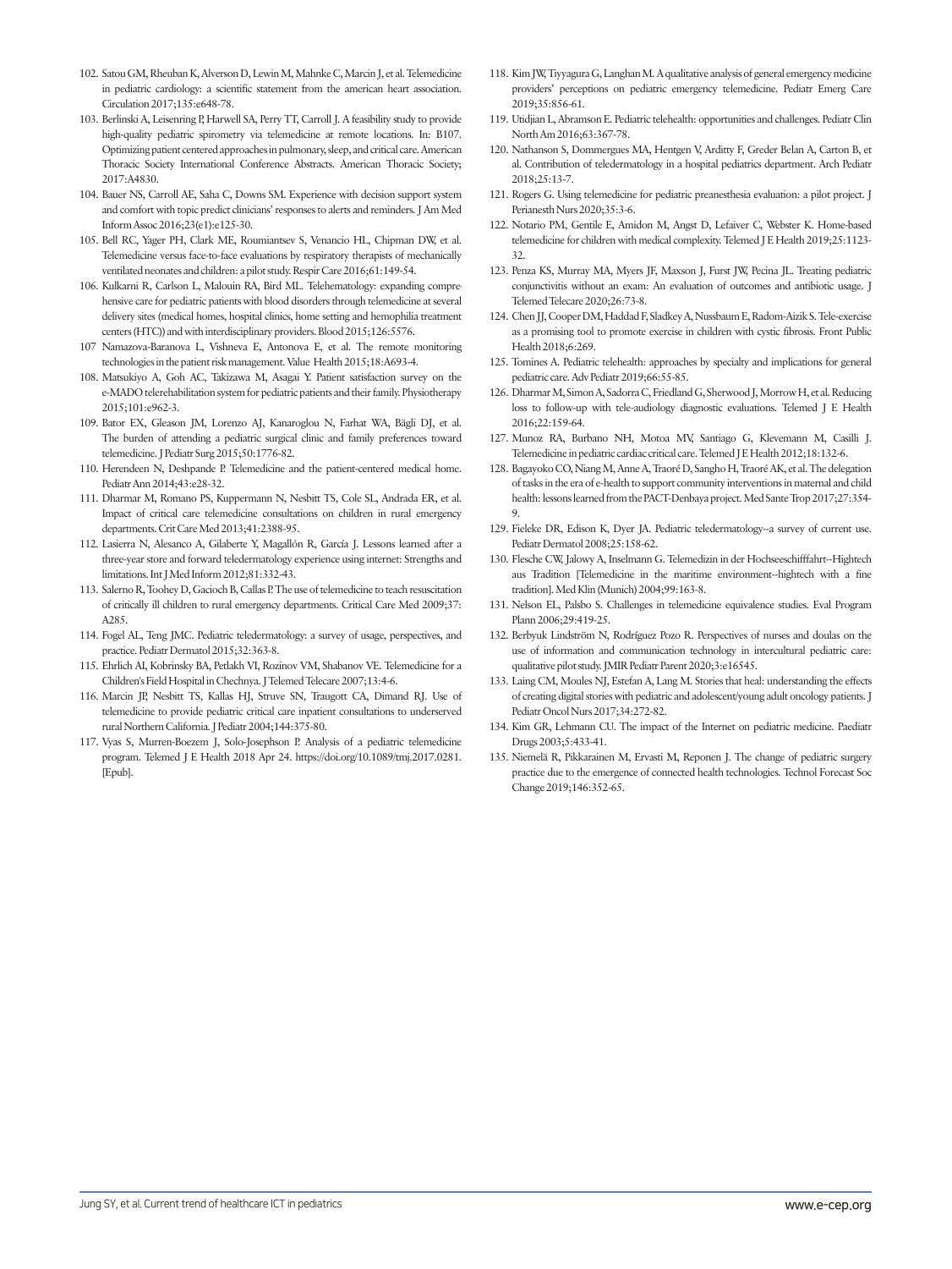102. Satou GM, Rheuban K, Alverson D, Lewin M, Mahnke C, Marcin J, et al. Telemedicine in pediatric cardiology: a scientific statement from the american heart association. Circulation 2017;135:e648-78.
103. Berlinski A, Leisenring P, Harwell SA, Perry TT, Carroll J. A feasibility study to provide high-quality pediatric spirometry via telemedicine at remote locations. In: B107. Optimizing patient centered approaches in pulmonary, sleep, and critical care. American Thoracic Society International Conference Abstracts. American Thoracic Society; 2017:A4830.
104. Bauer NS, Carroll AE, Saha C, Downs SM. Experience with decision support system and comfort with topic predict clinicians' responses to alerts and reminders. J Am Med Inform Assoc 2016;23(e1):e125-30.
105. Bell RC, Yager PH, Clark ME, Roumiantsev S, Venancio HL, Chipman DW, et al. Telemedicine versus face-to-face evaluations by respiratory therapists of mechanically ventilated neonates and children: a pilot study. Respir Care 2016;61:149-54.
106. Kulkarni R, Carlson L, Malouin RA, Bird ML. Telehematology: expanding comprehensive care for pediatric patients with blood disorders through telemedicine at several delivery sites (medical homes, hospital clinics, home setting and hemophilia treatment centers (HTC)) and with interdisciplinary providers. Blood 2015;126:5576.
107 Namazova-Baranova L, Vishneva E, Antonova E, et al. The remote monitoring technologies in the patient risk management. Value Health 2015;18:A693-4.
108. Matsukiyo A, Goh AC, Takizawa M, Asagai Y. Patient satisfaction survey on the e-MADO telerehabilitation system for pediatric patients and their family. Physiotherapy 2015;101:e962-3.
109. Bator EX, Gleason JM, Lorenzo AJ, Kanaroglou N, Farhat WA, Bägli DJ, et al. The burden of attending a pediatric surgical clinic and family preferences toward telemedicine. J Pediatr Surg 2015;50:1776-82.
110. Herendeen N, Deshpande P. Telemedicine and the patient-centered medical home. Pediatr Ann 2014;43:e28-32.
111. Dharmar M, Romano PS, Kuppermann N, Nesbitt TS, Cole SL, Andrada ER, et al. Impact of critical care telemedicine consultations on children in rural emergency departments. Crit Care Med 2013;41:2388-95.
112. Lasierra N, Alesanco A, Gilaberte Y, Magallón R, García J. Lessons learned after a three-year store and forward teledermatology experience using internet: Strengths and limitations. Int J Med Inform 2012;81:332-43.
113. Salerno R, Toohey D, Gacioch B, Callas P. The use of telemedicine to teach resuscitation of critically ill children to rural emergency departments. Critical Care Med 2009;37: A285.
114. Fogel AL, Teng JMC. Pediatric teledermatology: a survey of usage, perspectives, and practice. Pediatr Dermatol 2015;32:363-8.
115. Ehrlich AI, Kobrinsky BA, Petlakh VI, Rozinov VM, Shabanov VE. Telemedicine for a Children's Field Hospital in Chechnya. J Telemed Telecare 2007;13:4-6.
116. Marcin JP, Nesbitt TS, Kallas HJ, Struve SN, Traugott CA, Dimand RJ. Use of telemedicine to provide pediatric critical care inpatient consultations to underserved rural Northern California. J Pediatr 2004;144:375-80.
117. Vyas S, Murren-Boezem J, Solo-Josephson P. Analysis of a pediatric telemedicine program. Telemed J E Health 2018 Apr 24. https://doi.org/10.1089/tmj.2017.0281. [Epub].
118. Kim JW, Tiyyagura G, Langhan M. A qualitative analysis of general emergency medicine providers' perceptions on pediatric emergency telemedicine. Pediatr Emerg Care 2019;35:856-61.
119. Utidjian L, Abramson E. Pediatric telehealth: opportunities and challenges. Pediatr Clin North Am 2016;63:367-78.
120. Nathanson S, Dommergues MA, Hentgen V, Arditty F, Greder Belan A, Carton B, et al. Contribution of teledermatology in a hospital pediatrics department. Arch Pediatr 2018;25:13-7.
121. Rogers G. Using telemedicine for pediatric preanesthesia evaluation: a pilot project. J Perianesth Nurs 2020;35:3-6.
122. Notario PM, Gentile E, Amidon M, Angst D, Lefaiver C, Webster K. Home-based telemedicine for children with medical complexity. Telemed J E Health 2019;25:1123-32.
123. Penza KS, Murray MA, Myers JF, Maxson J, Furst JW, Pecina JL. Treating pediatric conjunctivitis without an exam: An evaluation of outcomes and antibiotic usage. J Telemed Telecare 2020;26:73-8.
124. Chen JJ, Cooper DM, Haddad F, Sladkey A, Nussbaum E, Radom-Aizik S. Tele-exercise as a promising tool to promote exercise in children with cystic fibrosis. Front Public Health 2018;6:269.
125. Tomines A. Pediatric telehealth: approaches by specialty and implications for general pediatric care. Adv Pediatr 2019;66:55-85.
126. Dharmar M, Simon A, Sadorra C, Friedland G, Sherwood J, Morrow H, et al. Reducing loss to follow-up with tele-audiology diagnostic evaluations. Telemed J E Health 2016;22:159-64.
127. Munoz RA, Burbano NH, Motoa MV, Santiago G, Klevemann M, Casilli J. Telemedicine in pediatric cardiac critical care. Telemed J E Health 2012;18:132-6.
128. Bagayoko CO, Niang M, Anne A, Traoré D, Sangho H, Traoré AK, et al. The delegation of tasks in the era of e-health to support community interventions in maternal and child health: lessons learned from the PACT-Denbaya project. Med Sante Trop 2017;27:354-9.
129. Fieleke DR, Edison K, Dyer JA. Pediatric teledermatology--a survey of current use. Pediatr Dermatol 2008;25:158-62.
130. Flesche CW, Jalowy A, Inselmann G. Telemedizin in der Hochseeschifffahrt--Hightech aus Tradition [Telemedicine in the maritime environment--hightech with a fine tradition]. Med Klin (Munich) 2004;99:163-8.
131. Nelson EL, Palsbo S. Challenges in telemedicine equivalence studies. Eval Program Plann 2006;29:419-25.
132. Berbyuk Lindström N, Rodríguez Pozo R. Perspectives of nurses and doulas on the use of information and communication technology in intercultural pediatric care: qualitative pilot study. JMIR Pediatr Parent 2020;3:e16545.
133. Laing CM, Moules NJ, Estefan A, Lang M. Stories that heal: understanding the effects of creating digital stories with pediatric and adolescent/young adult oncology patients. J Pediatr Oncol Nurs 2017;34:272-82.
134. Kim GR, Lehmann CU. The impact of the Internet on pediatric medicine. Paediatr Drugs 2003;5:433-41.
135. Niemelä R, Pikkarainen M, Ervasti M, Reponen J. The change of pediatric surgery practice due to the emergence of connected health technologies. Technol Forecast Soc Change 2019;146:352-65.